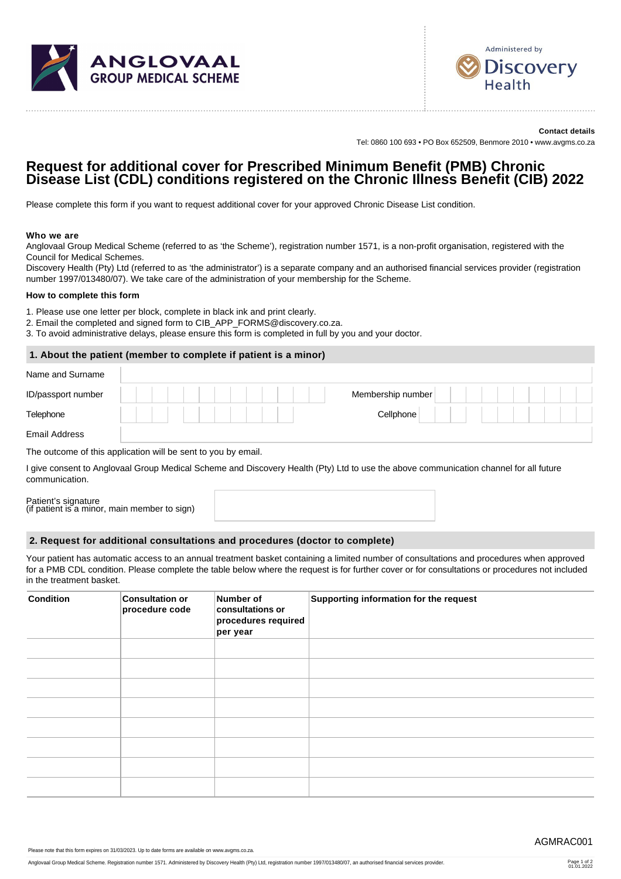ANGLOVAAL GROUP MEDICAL SCHEME

Administered by Discovery Health

**Contact details**

Tel: 0860 100 693 • PO Box 652509, Benmore 2010 • www.avgms.co.za

# Request for additional cover for Prescribed Minimum Benefit (PMB) Chronic Disease List (CDL) conditions registered on the Chronic Illness Benefit (CIB) 2022

Please complete this form if you want to request additional cover for your approved Chronic Disease List condition.

**Who we are**

Anglovaal Group Medical Scheme (referred to as 'the Scheme'), registration number 1571, is a non-profit organisation, registered with the Council for Medical Schemes.

Discovery Health (Pty) Ltd (referred to as 'the administrator') is a separate company and an authorised financial services provider (registration number 1997/013480/07). We take care of the administration of your membership for the Scheme.

**How to complete this form**

1. Please use one letter per block, complete in black ink and print clearly.
2. Email the completed and signed form to CIB_APP_FORMS@discovery.co.za.
3. To avoid administrative delays, please ensure this form is completed in full by you and your doctor.

## 1. About the patient (member to complete if patient is a minor)

| | | | |
|---|---|---|---|
| Name and Surname | | | |
| ID/passport number | | Membership number | |
| Telephone | | Cellphone | |
| Email Address | | | |

The outcome of this application will be sent to you by email.

I give consent to Anglovaal Group Medical Scheme and Discovery Health (Pty) Ltd to use the above communication channel for all future communication.

Patient's signature (if patient is a minor, main member to sign) ____________________

## 2. Request for additional consultations and procedures (doctor to complete)

Your patient has automatic access to an annual treatment basket containing a limited number of consultations and procedures when approved for a PMB CDL condition. Please complete the table below where the request is for further cover or for consultations or procedures not included in the treatment basket.

| Condition | Consultation or procedure code | Number of consultations or procedures required per year | Supporting information for the request |
|---|---|---|---|
| | | | |
| | | | |
| | | | |
| | | | |
| | | | |
| | | | |
| | | | |
| | | | |

AGMRAC001

Please note that this form expires on 31/03/2023. Up to date forms are available on www.avgms.co.za.

Anglovaal Group Medical Scheme. Registration number 1571. Administered by Discovery Health (Pty) Ltd, registration number 1997/013480/07, an authorised financial services provider.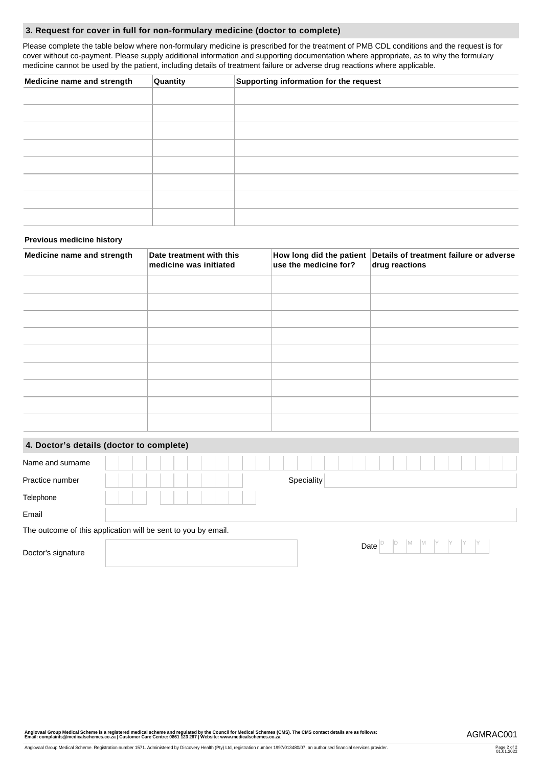## 3. Request for cover in full for non-formulary medicine (doctor to complete)

Please complete the table below where non-formulary medicine is prescribed for the treatment of PMB CDL conditions and the request is for cover without co-payment. Please supply additional information and supporting documentation where appropriate, as to why the formulary medicine cannot be used by the patient, including details of treatment failure or adverse drug reactions where applicable.

| Medicine name and strength | Quantity | Supporting information for the request |
|---|---|---|
| | | |
| | | |
| | | |
| | | |
| | | |
| | | |
| | | |
| | | |

**Previous medicine history**

| Medicine name and strength | Date treatment with this medicine was initiated | How long did the patient use the medicine for? | Details of treatment failure or adverse drug reactions |
|---|---|---|---|
| | | | |
| | | | |
| | | | |
| | | | |
| | | | |
| | | | |
| | | | |
| | | | |
| | | | |

## 4. Doctor's details (doctor to complete)

Name and surname

Practice number — Speciality

Telephone

Email

The outcome of this application will be sent to you by email.

Doctor's signature — Date D D M M Y Y Y Y

**Anglovaal Group Medical Scheme is a registered medical scheme and regulated by the Council for Medical Schemes (CMS). The CMS contact details are as follows:**
**Email: complaints@medicalschemes.co.za | Customer Care Centre: 0861 123 267 | Website: www.medicalschemes.co.za**

AGMRAC001

Anglovaal Group Medical Scheme. Registration number 1571. Administered by Discovery Health (Pty) Ltd, registration number 1997/013480/07, an authorised financial services provider.

01.01.2022